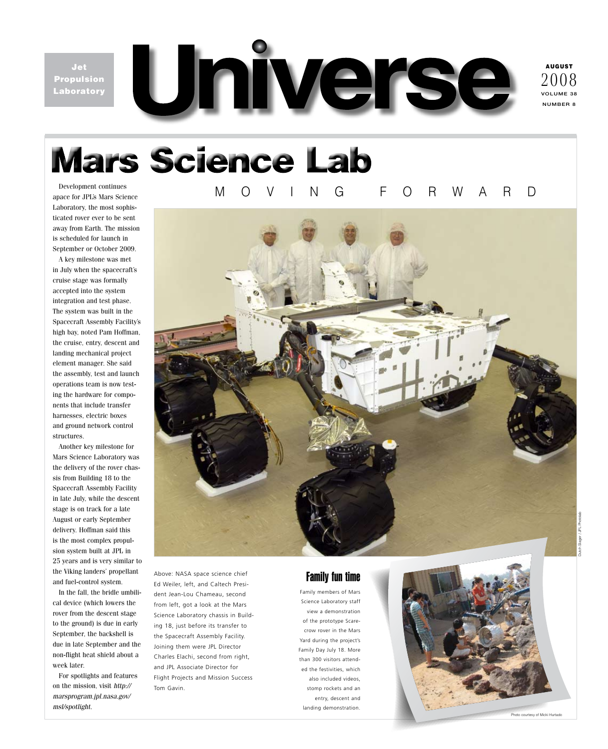Jet Propulsion Laboratory

# Universe

AUGUST 2008
VOLUME 38
NUMBER 8

# Mars Science Lab

## MOVING FORWARD

Development continues apace for JPL's Mars Science Laboratory, the most sophisticated rover ever to be sent away from Earth. The mission is scheduled for launch in September or October 2009.

A key milestone was met in July when the spacecraft's cruise stage was formally accepted into the system integration and test phase. The system was built in the Spacecraft Assembly Facility's high bay, noted Pam Hoffman, the cruise, entry, descent and landing mechanical project element manager. She said the assembly, test and launch operations team is now testing the hardware for components that include transfer harnesses, electric boxes and ground network control structures.

Another key milestone for Mars Science Laboratory was the delivery of the rover chassis from Building 18 to the Spacecraft Assembly Facility in late July, while the descent stage is on track for a late August or early September delivery. Hoffman said this is the most complex propulsion system built at JPL in 25 years and is very similar to the Viking landers' propellant and fuel-control system.

In the fall, the bridle umbilical device (which lowers the rover from the descent stage to the ground) is due in early September, the backshell is due in late September and the non-flight heat shield about a week later.

For spotlights and features on the mission, visit *http://marsprogram.jpl.nasa.gov/msl/spotlight.*

Dutch Slager / JPL Photolab

Above: NASA space science chief Ed Weiler, left, and Caltech President Jean-Lou Chameau, second from left, got a look at the Mars Science Laboratory chassis in Building 18, just before its transfer to the Spacecraft Assembly Facility. Joining them were JPL Director Charles Elachi, second from right, and JPL Associate Director for Flight Projects and Mission Success Tom Gavin.

### Family fun time

Family members of Mars Science Laboratory staff view a demonstration of the prototype Scarecrow rover in the Mars Yard during the project's Family Day July 18. More than 300 visitors attended the festivities, which also included videos, stomp rockets and an entry, descent and landing demonstration.

Photo courtesy of Micki Hurtado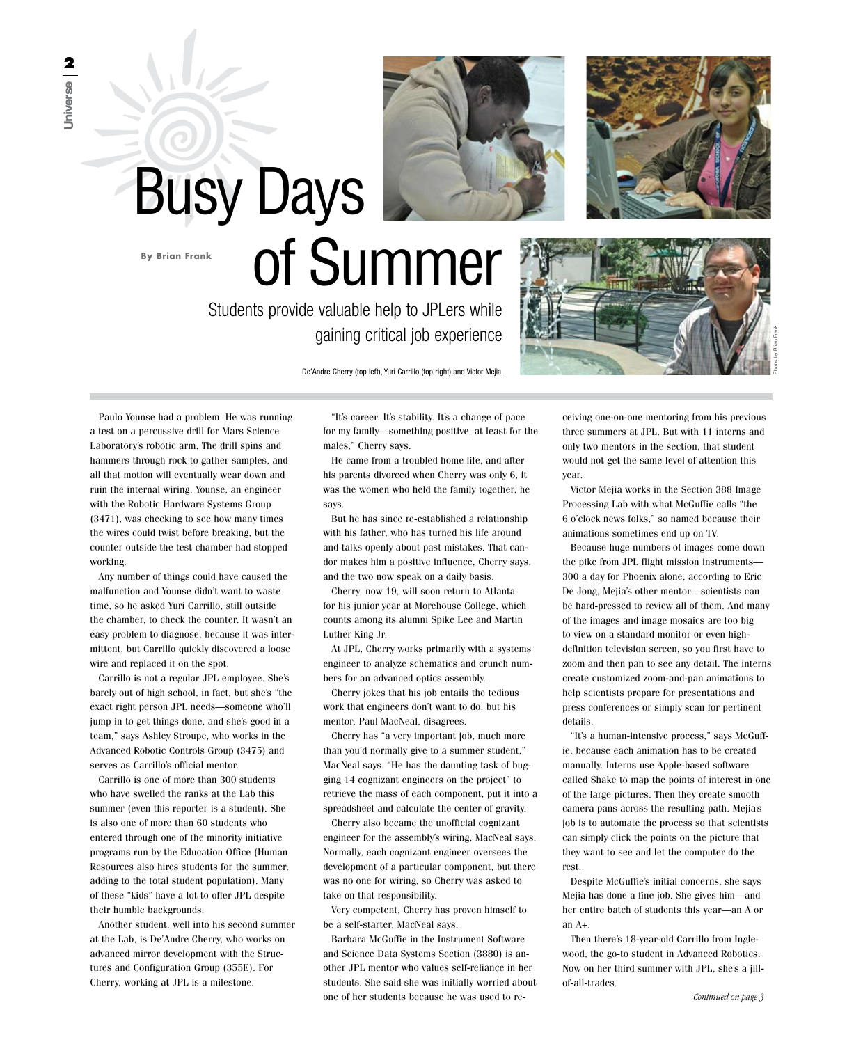# Busy Days of Summer

**By Brian Frank**

## Students provide valuable help to JPLers while gaining critical job experience

De'Andre Cherry (top left), Yuri Carrillo (top right) and Victor Mejia.

Photos by Brian Frank

Paulo Younse had a problem. He was running a test on a percussive drill for Mars Science Laboratory's robotic arm. The drill spins and hammers through rock to gather samples, and all that motion will eventually wear down and ruin the internal wiring. Younse, an engineer with the Robotic Hardware Systems Group (3471), was checking to see how many times the wires could twist before breaking, but the counter outside the test chamber had stopped working.

Any number of things could have caused the malfunction and Younse didn't want to waste time, so he asked Yuri Carrillo, still outside the chamber, to check the counter. It wasn't an easy problem to diagnose, because it was intermittent, but Carrillo quickly discovered a loose wire and replaced it on the spot.

Carrillo is not a regular JPL employee. She's barely out of high school, in fact, but she's "the exact right person JPL needs—someone who'll jump in to get things done, and she's good in a team," says Ashley Stroupe, who works in the Advanced Robotic Controls Group (3475) and serves as Carrillo's official mentor.

Carrillo is one of more than 300 students who have swelled the ranks at the Lab this summer (even this reporter is a student). She is also one of more than 60 students who entered through one of the minority initiative programs run by the Education Office (Human Resources also hires students for the summer, adding to the total student population). Many of these "kids" have a lot to offer JPL despite their humble backgrounds.

Another student, well into his second summer at the Lab, is De'Andre Cherry, who works on advanced mirror development with the Structures and Configuration Group (355E). For Cherry, working at JPL is a milestone.

"It's career. It's stability. It's a change of pace for my family—something positive, at least for the males," Cherry says.

He came from a troubled home life, and after his parents divorced when Cherry was only 6, it was the women who held the family together, he says.

But he has since re-established a relationship with his father, who has turned his life around and talks openly about past mistakes. That candor makes him a positive influence, Cherry says, and the two now speak on a daily basis.

Cherry, now 19, will soon return to Atlanta for his junior year at Morehouse College, which counts among its alumni Spike Lee and Martin Luther King Jr.

At JPL, Cherry works primarily with a systems engineer to analyze schematics and crunch numbers for an advanced optics assembly.

Cherry jokes that his job entails the tedious work that engineers don't want to do, but his mentor, Paul MacNeal, disagrees.

Cherry has "a very important job, much more than you'd normally give to a summer student," MacNeal says. "He has the daunting task of bugging 14 cognizant engineers on the project" to retrieve the mass of each component, put it into a spreadsheet and calculate the center of gravity.

Cherry also became the unofficial cognizant engineer for the assembly's wiring, MacNeal says. Normally, each cognizant engineer oversees the development of a particular component, but there was no one for wiring, so Cherry was asked to take on that responsibility.

Very competent, Cherry has proven himself to be a self-starter, MacNeal says.

Barbara McGuffie in the Instrument Software and Science Data Systems Section (3880) is another JPL mentor who values self-reliance in her students. She said she was initially worried about one of her students because he was used to receiving one-on-one mentoring from his previous three summers at JPL. But with 11 interns and only two mentors in the section, that student would not get the same level of attention this year.

Victor Mejia works in the Section 388 Image Processing Lab with what McGuffie calls "the 6 o'clock news folks," so named because their animations sometimes end up on TV.

Because huge numbers of images come down the pike from JPL flight mission instruments—300 a day for Phoenix alone, according to Eric De Jong, Mejia's other mentor—scientists can be hard-pressed to review all of them. And many of the images and image mosaics are too big to view on a standard monitor or even high-definition television screen, so you first have to zoom and then pan to see any detail. The interns create customized zoom-and-pan animations to help scientists prepare for presentations and press conferences or simply scan for pertinent details.

"It's a human-intensive process," says McGuffie, because each animation has to be created manually. Interns use Apple-based software called Shake to map the points of interest in one of the large pictures. Then they create smooth camera pans across the resulting path. Mejia's job is to automate the process so that scientists can simply click the points on the picture that they want to see and let the computer do the rest.

Despite McGuffie's initial concerns, she says Mejia has done a fine job. She gives him—and her entire batch of students this year—an A or an A+.

Then there's 18-year-old Carrillo from Inglewood, the go-to student in Advanced Robotics. Now on her third summer with JPL, she's a jill-of-all-trades.

*Continued on page 3*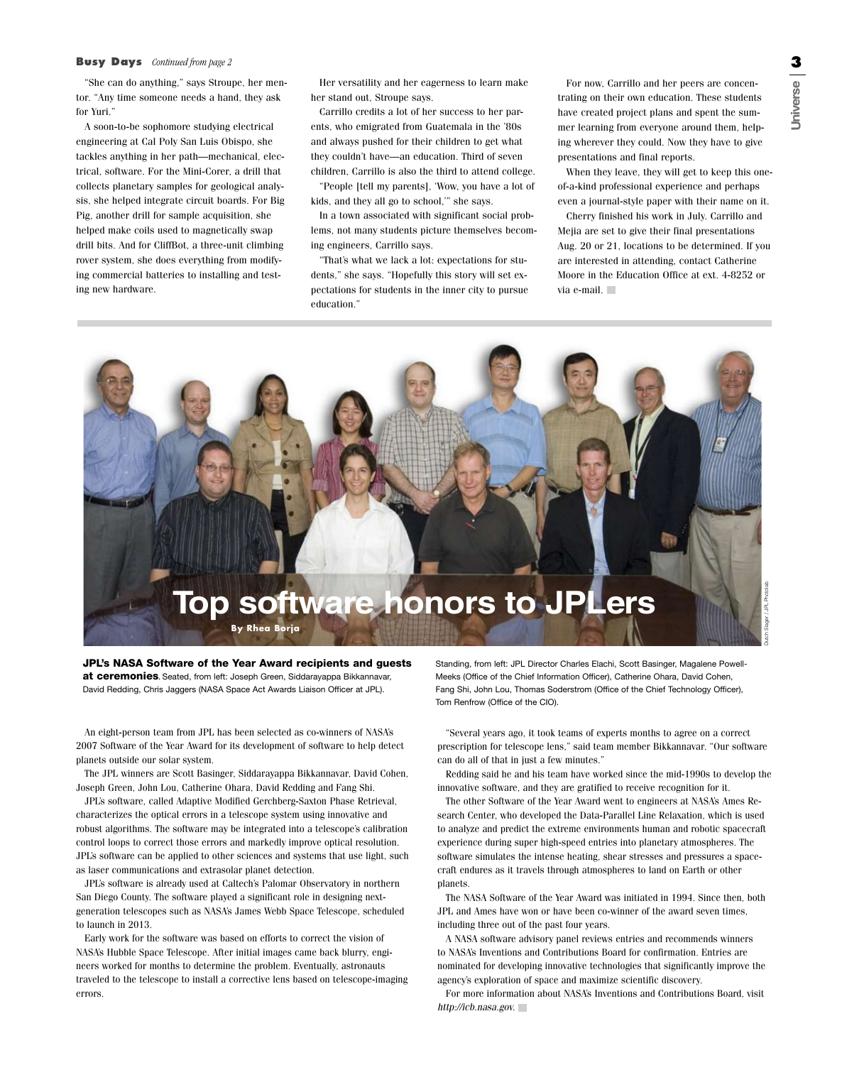**Busy Days** *Continued from page 2*

"She can do anything," says Stroupe, her mentor. "Any time someone needs a hand, they ask for Yuri."

A soon-to-be sophomore studying electrical engineering at Cal Poly San Luis Obispo, she tackles anything in her path—mechanical, electrical, software. For the Mini-Corer, a drill that collects planetary samples for geological analysis, she helped integrate circuit boards. For Big Pig, another drill for sample acquisition, she helped make coils used to magnetically swap drill bits. And for CliffBot, a three-unit climbing rover system, she does everything from modifying commercial batteries to installing and testing new hardware.

Her versatility and her eagerness to learn make her stand out, Stroupe says.

Carrillo credits a lot of her success to her parents, who emigrated from Guatemala in the '80s and always pushed for their children to get what they couldn't have—an education. Third of seven children, Carrillo is also the third to attend college.

"People [tell my parents], 'Wow, you have a lot of kids, and they all go to school,'" she says.

In a town associated with significant social problems, not many students picture themselves becoming engineers, Carrillo says.

"That's what we lack a lot: expectations for students," she says. "Hopefully this story will set expectations for students in the inner city to pursue education."

For now, Carrillo and her peers are concentrating on their own education. These students have created project plans and spent the summer learning from everyone around them, helping wherever they could. Now they have to give presentations and final reports.

When they leave, they will get to keep this one-of-a-kind professional experience and perhaps even a journal-style paper with their name on it.

Cherry finished his work in July. Carrillo and Mejia are set to give their final presentations Aug. 20 or 21, locations to be determined. If you are interested in attending, contact Catherine Moore in the Education Office at ext. 4-8252 or via e-mail.

# Top software honors to JPLers

**By Rhea Borja**

Dutch Slager / JPL Photolab

**JPL's NASA Software of the Year Award recipients and guests at ceremonies.** Seated, from left: Joseph Green, Siddarayappa Bikkannavar, David Redding, Chris Jaggers (NASA Space Act Awards Liaison Officer at JPL). Standing, from left: JPL Director Charles Elachi, Scott Basinger, Magalene Powell-Meeks (Office of the Chief Information Officer), Catherine Ohara, David Cohen, Fang Shi, John Lou, Thomas Soderstrom (Office of the Chief Technology Officer), Tom Renfrow (Office of the CIO).

An eight-person team from JPL has been selected as co-winners of NASA's 2007 Software of the Year Award for its development of software to help detect planets outside our solar system.

The JPL winners are Scott Basinger, Siddarayappa Bikkannavar, David Cohen, Joseph Green, John Lou, Catherine Ohara, David Redding and Fang Shi.

JPL's software, called Adaptive Modified Gerchberg-Saxton Phase Retrieval, characterizes the optical errors in a telescope system using innovative and robust algorithms. The software may be integrated into a telescope's calibration control loops to correct those errors and markedly improve optical resolution. JPL's software can be applied to other sciences and systems that use light, such as laser communications and extrasolar planet detection.

JPL's software is already used at Caltech's Palomar Observatory in northern San Diego County. The software played a significant role in designing next-generation telescopes such as NASA's James Webb Space Telescope, scheduled to launch in 2013.

Early work for the software was based on efforts to correct the vision of NASA's Hubble Space Telescope. After initial images came back blurry, engineers worked for months to determine the problem. Eventually, astronauts traveled to the telescope to install a corrective lens based on telescope-imaging errors.

"Several years ago, it took teams of experts months to agree on a correct prescription for telescope lens," said team member Bikkannavar. "Our software can do all of that in just a few minutes."

Redding said he and his team have worked since the mid-1990s to develop the innovative software, and they are gratified to receive recognition for it.

The other Software of the Year Award went to engineers at NASA's Ames Research Center, who developed the Data-Parallel Line Relaxation, which is used to analyze and predict the extreme environments human and robotic spacecraft experience during super high-speed entries into planetary atmospheres. The software simulates the intense heating, shear stresses and pressures a spacecraft endures as it travels through atmospheres to land on Earth or other planets.

The NASA Software of the Year Award was initiated in 1994. Since then, both JPL and Ames have won or have been co-winner of the award seven times, including three out of the past four years.

A NASA software advisory panel reviews entries and recommends winners to NASA's Inventions and Contributions Board for confirmation. Entries are nominated for developing innovative technologies that significantly improve the agency's exploration of space and maximize scientific discovery.

For more information about NASA's Inventions and Contributions Board, visit *http://icb.nasa.gov*.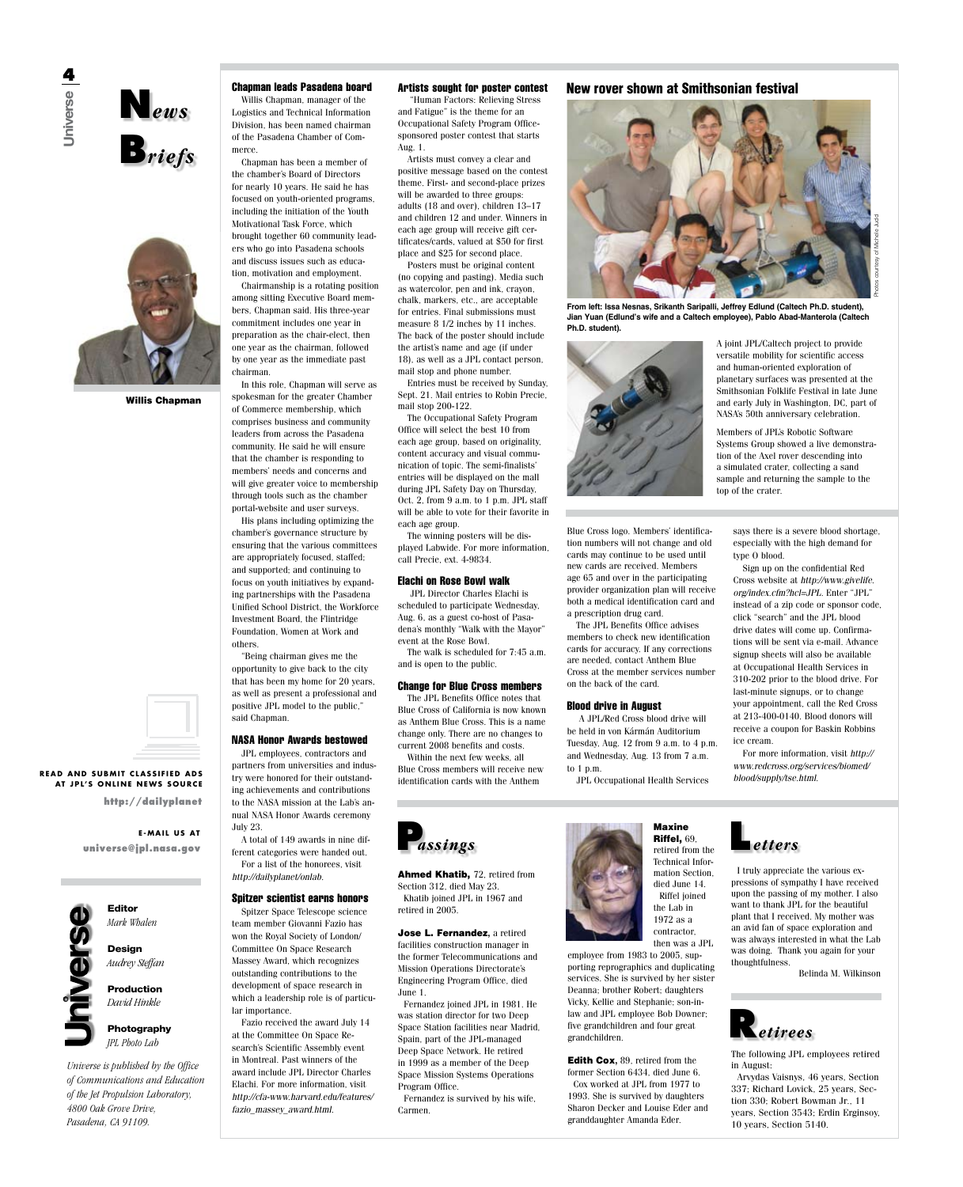# News Briefs

## Chapman leads Pasadena board

Willis Chapman, manager of the Logistics and Technical Information Division, has been named chairman of the Pasadena Chamber of Commerce.

Chapman has been a member of the chamber's Board of Directors for nearly 10 years. He said he has focused on youth-oriented programs, including the initiation of the Youth Motivational Task Force, which brought together 60 community leaders who go into Pasadena schools and discuss issues such as education, motivation and employment.

Chairmanship is a rotating position among sitting Executive Board members, Chapman said. His three-year commitment includes one year in preparation as the chair-elect, then one year as the chairman, followed by one year as the immediate past chairman.

In this role, Chapman will serve as spokesman for the greater Chamber of Commerce membership, which comprises business and community leaders from across the Pasadena community. He said he will ensure that the chamber is responding to members' needs and concerns and will give greater voice to membership through tools such as the chamber portal-website and user surveys.

His plans including optimizing the chamber's governance structure by ensuring that the various committees are appropriately focused, staffed; and supported; and continuing to focus on youth initiatives by expanding partnerships with the Pasadena Unified School District, the Workforce Investment Board, the Flintridge Foundation, Women at Work and others.

"Being chairman gives me the opportunity to give back to the city that has been my home for 20 years, as well as present a professional and positive JPL model to the public," said Chapman.

Willis Chapman

## NASA Honor Awards bestowed

JPL employees, contractors and partners from universities and industry were honored for their outstanding achievements and contributions to the NASA mission at the Lab's annual NASA Honor Awards ceremony July 23.

A total of 149 awards in nine different categories were handed out.

For a list of the honorees, visit *http://dailyplanet/onlab.*

## Spitzer scientist earns honors

Spitzer Space Telescope science team member Giovanni Fazio has won the Royal Society of London/Committee On Space Research Massey Award, which recognizes outstanding contributions to the development of space research in which a leadership role is of particular importance.

Fazio received the award July 14 at the Committee On Space Research's Scientific Assembly event in Montreal. Past winners of the award include JPL Director Charles Elachi. For more information, visit *http://cfa-www.harvard.edu/features/fazio_massey_award.html.*

## Artists sought for poster contest

"Human Factors: Relieving Stress and Fatigue" is the theme for an Occupational Safety Program Office-sponsored poster contest that starts Aug. 1.

Artists must convey a clear and positive message based on the contest theme. First- and second-place prizes will be awarded to three groups: adults (18 and over), children 13–17 and children 12 and under. Winners in each age group will receive gift certificates/cards, valued at $50 for first place and $25 for second place.

Posters must be original content (no copying and pasting). Media such as watercolor, pen and ink, crayon, chalk, markers, etc., are acceptable for entries. Final submissions must measure 8 1/2 inches by 11 inches. The back of the poster should include the artist's name and age (if under 18), as well as a JPL contact person, mail stop and phone number.

Entries must be received by Sunday, Sept. 21. Mail entries to Robin Precie, mail stop 200-122.

The Occupational Safety Program Office will select the best 10 from each age group, based on originality, content accuracy and visual communication of topic. The semi-finalists' entries will be displayed on the mall during JPL Safety Day on Thursday, Oct. 2, from 9 a.m. to 1 p.m. JPL staff will be able to vote for their favorite in each age group.

The winning posters will be displayed Labwide. For more information, call Precie, ext. 4-9834.

## Elachi on Rose Bowl walk

JPL Director Charles Elachi is scheduled to participate Wednesday, Aug. 6, as a guest co-host of Pasadena's monthly "Walk with the Mayor" event at the Rose Bowl.

The walk is scheduled for 7:45 a.m. and is open to the public.

## Change for Blue Cross members

The JPL Benefits Office notes that Blue Cross of California is now known as Anthem Blue Cross. This is a name change only. There are no changes to current 2008 benefits and costs.

Within the next few weeks, all Blue Cross members will receive new identification cards with the Anthem Blue Cross logo. Members' identification numbers will not change and old cards may continue to be used until new cards are received. Members age 65 and over in the participating provider organization plan will receive both a medical identification card and a prescription drug card.

The JPL Benefits Office advises members to check new identification cards for accuracy. If any corrections are needed, contact Anthem Blue Cross at the member services number on the back of the card.

## New rover shown at Smithsonian festival

Photos courtesy of Michele Judd

From left: Issa Nesnas, Srikanth Saripalli, Jeffrey Edlund (Caltech Ph.D. student), Jian Yuan (Edlund's wife and a Caltech employee), Pablo Abad-Manterola (Caltech Ph.D. student).

A joint JPL/Caltech project to provide versatile mobility for scientific access and human-oriented exploration of planetary surfaces was presented at the Smithsonian Folklife Festival in late June and early July in Washington, DC, part of NASA's 50th anniversary celebration.

Members of JPL's Robotic Software Systems Group showed a live demonstration of the Axel rover descending into a simulated crater, collecting a sand sample and returning the sample to the top of the crater.

## Blood drive in August

A JPL/Red Cross blood drive will be held in von Kármán Auditorium Tuesday, Aug. 12 from 9 a.m. to 4 p.m. and Wednesday, Aug. 13 from 7 a.m. to 1 p.m.

JPL Occupational Health Services says there is a severe blood shortage, especially with the high demand for type O blood.

Sign up on the confidential Red Cross website at *http://www.givelife.org/index.cfm?hcl=JPL.* Enter "JPL" instead of a zip code or sponsor code, click "search" and the JPL blood drive dates will come up. Confirmations will be sent via e-mail. Advance signup sheets will also be available at Occupational Health Services in 310-202 prior to the blood drive. For last-minute signups, or to change your appointment, call the Red Cross at 213-400-0140. Blood donors will receive a coupon for Baskin Robbins ice cream.

For more information, visit *http://www.redcross.org/services/biomed/blood/supply/tse.html.*

# Passings

**Ahmed Khatib,** 72, retired from Section 312, died May 23.

Khatib joined JPL in 1967 and retired in 2005.

**Jose L. Fernandez,** a retired facilities construction manager in the former Telecommunications and Mission Operations Directorate's Engineering Program Office, died June 1.

Fernandez joined JPL in 1981. He was station director for two Deep Space Station facilities near Madrid, Spain, part of the JPL-managed Deep Space Network. He retired in 1999 as a member of the Deep Space Mission Systems Operations Program Office.

Fernandez is survived by his wife, Carmen.

**Maxine Riffel,** 69, retired from the Technical Information Section, died June 14.

Riffel joined the Lab in 1972 as a contractor, then was a JPL employee from 1983 to 2005, supporting reprographics and duplicating services. She is survived by her sister Deanna; brother Robert; daughters Vicky, Kellie and Stephanie; son-in-law and JPL employee Bob Downer; five grandchildren and four great grandchildren.

**Edith Cox,** 89, retired from the former Section 6434, died June 6.

Cox worked at JPL from 1977 to 1993. She is survived by daughters Sharon Decker and Louise Eder and granddaughter Amanda Eder.

# Letters

I truly appreciate the various expressions of sympathy I have received upon the passing of my mother. I also want to thank JPL for the beautiful plant that I received. My mother was an avid fan of space exploration and was always interested in what the Lab was doing. Thank you again for your thoughtfulness.

Belinda M. Wilkinson

# Retirees

The following JPL employees retired in August:

Arvydas Vaisnys, 46 years, Section 337; Richard Lovick, 25 years, Section 330; Robert Bowman Jr., 11 years, Section 3543; Erdin Erginsoy, 10 years, Section 5140.

---

**READ AND SUBMIT CLASSIFIED ADS AT JPL'S ONLINE NEWS SOURCE**

**http://dailyplanet**

**E-MAIL US AT**

**universe@jpl.nasa.gov**

# Universe

**Editor**
*Mark Whalen*

**Design**
*Audrey Steffan*

**Production**
*David Hinkle*

**Photography**
*JPL Photo Lab*

*Universe is published by the Office of Communications and Education of the Jet Propulsion Laboratory, 4800 Oak Grove Drive, Pasadena, CA 91109.*